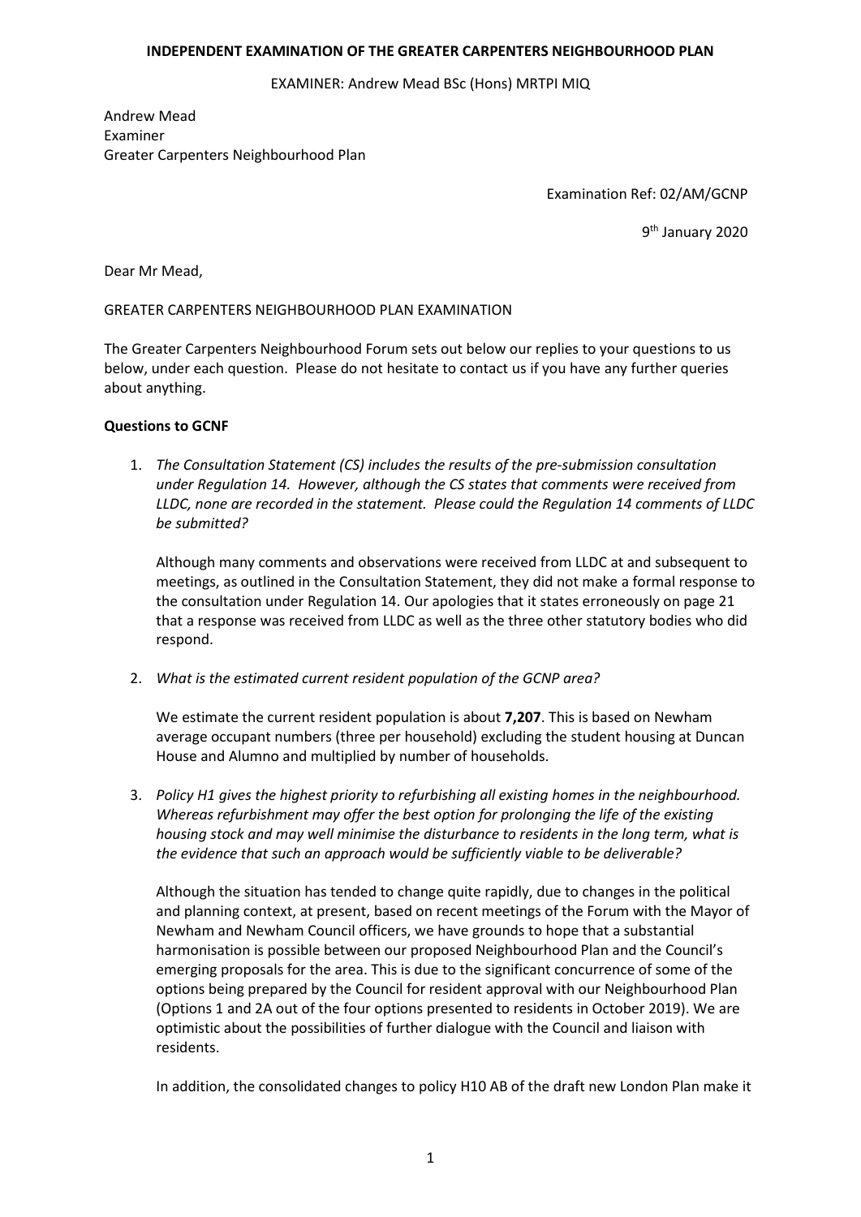**INDEPENDENT EXAMINATION OF THE GREATER CARPENTERS NEIGHBOURHOOD PLAN**

EXAMINER: Andrew Mead BSc (Hons) MRTPI MIQ

Andrew Mead
Examiner
Greater Carpenters Neighbourhood Plan

Examination Ref: 02/AM/GCNP

9th January 2020

Dear Mr Mead,

GREATER CARPENTERS NEIGHBOURHOOD PLAN EXAMINATION

The Greater Carpenters Neighbourhood Forum sets out below our replies to your questions to us below, under each question. Please do not hesitate to contact us if you have any further queries about anything.

**Questions to GCNF**

1. *The Consultation Statement (CS) includes the results of the pre-submission consultation under Regulation 14. However, although the CS states that comments were received from LLDC, none are recorded in the statement. Please could the Regulation 14 comments of LLDC be submitted?*

   Although many comments and observations were received from LLDC at and subsequent to meetings, as outlined in the Consultation Statement, they did not make a formal response to the consultation under Regulation 14. Our apologies that it states erroneously on page 21 that a response was received from LLDC as well as the three other statutory bodies who did respond.

2. *What is the estimated current resident population of the GCNP area?*

   We estimate the current resident population is about **7,207**. This is based on Newham average occupant numbers (three per household) excluding the student housing at Duncan House and Alumno and multiplied by number of households.

3. *Policy H1 gives the highest priority to refurbishing all existing homes in the neighbourhood. Whereas refurbishment may offer the best option for prolonging the life of the existing housing stock and may well minimise the disturbance to residents in the long term, what is the evidence that such an approach would be sufficiently viable to be deliverable?*

   Although the situation has tended to change quite rapidly, due to changes in the political and planning context, at present, based on recent meetings of the Forum with the Mayor of Newham and Newham Council officers, we have grounds to hope that a substantial harmonisation is possible between our proposed Neighbourhood Plan and the Council's emerging proposals for the area. This is due to the significant concurrence of some of the options being prepared by the Council for resident approval with our Neighbourhood Plan (Options 1 and 2A out of the four options presented to residents in October 2019). We are optimistic about the possibilities of further dialogue with the Council and liaison with residents.

   In addition, the consolidated changes to policy H10 AB of the draft new London Plan make it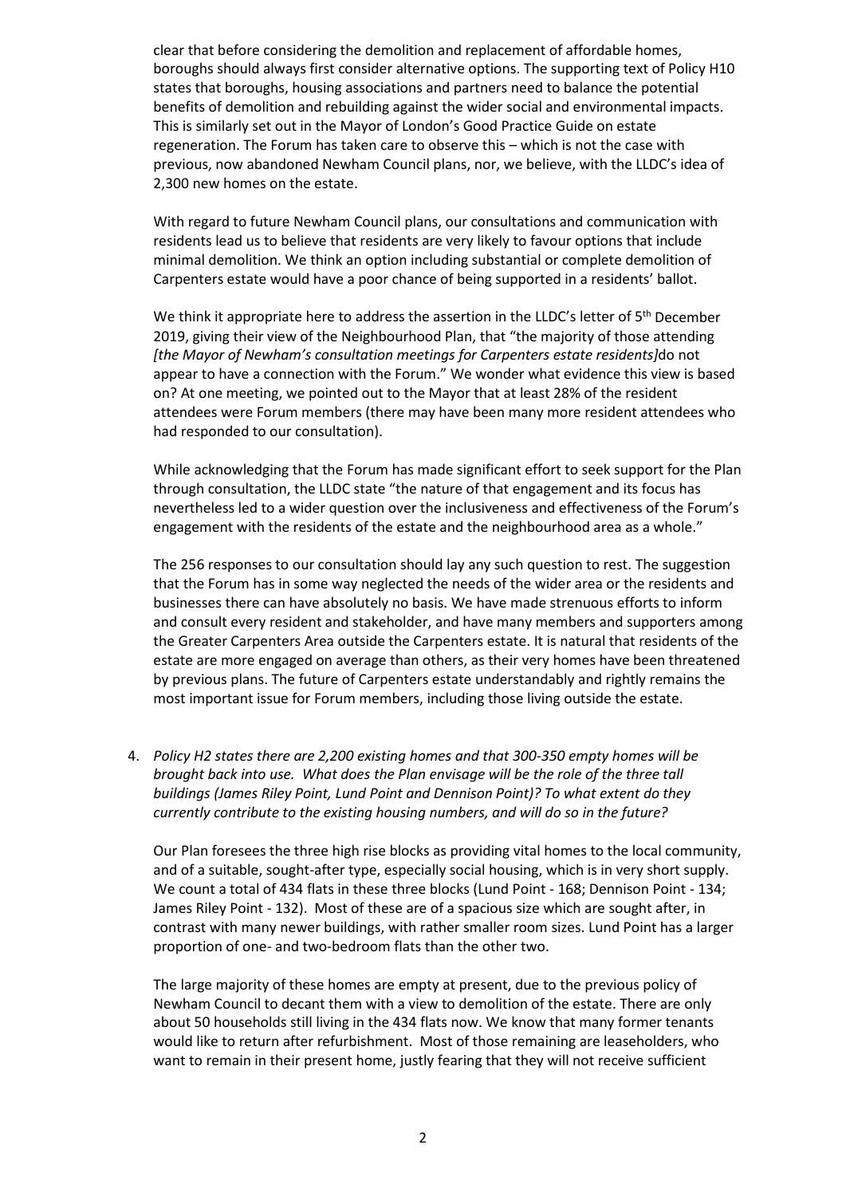clear that before considering the demolition and replacement of affordable homes, boroughs should always first consider alternative options. The supporting text of Policy H10 states that boroughs, housing associations and partners need to balance the potential benefits of demolition and rebuilding against the wider social and environmental impacts. This is similarly set out in the Mayor of London's Good Practice Guide on estate regeneration. The Forum has taken care to observe this – which is not the case with previous, now abandoned Newham Council plans, nor, we believe, with the LLDC's idea of 2,300 new homes on the estate.

With regard to future Newham Council plans, our consultations and communication with residents lead us to believe that residents are very likely to favour options that include minimal demolition. We think an option including substantial or complete demolition of Carpenters estate would have a poor chance of being supported in a residents' ballot.

We think it appropriate here to address the assertion in the LLDC's letter of 5th December 2019, giving their view of the Neighbourhood Plan, that "the majority of those attending *[the Mayor of Newham's consultation meetings for Carpenters estate residents]*do not appear to have a connection with the Forum." We wonder what evidence this view is based on? At one meeting, we pointed out to the Mayor that at least 28% of the resident attendees were Forum members (there may have been many more resident attendees who had responded to our consultation).

While acknowledging that the Forum has made significant effort to seek support for the Plan through consultation, the LLDC state "the nature of that engagement and its focus has nevertheless led to a wider question over the inclusiveness and effectiveness of the Forum's engagement with the residents of the estate and the neighbourhood area as a whole."

The 256 responses to our consultation should lay any such question to rest. The suggestion that the Forum has in some way neglected the needs of the wider area or the residents and businesses there can have absolutely no basis. We have made strenuous efforts to inform and consult every resident and stakeholder, and have many members and supporters among the Greater Carpenters Area outside the Carpenters estate. It is natural that residents of the estate are more engaged on average than others, as their very homes have been threatened by previous plans. The future of Carpenters estate understandably and rightly remains the most important issue for Forum members, including those living outside the estate.

4. *Policy H2 states there are 2,200 existing homes and that 300-350 empty homes will be brought back into use. What does the Plan envisage will be the role of the three tall buildings (James Riley Point, Lund Point and Dennison Point)? To what extent do they currently contribute to the existing housing numbers, and will do so in the future?*

   Our Plan foresees the three high rise blocks as providing vital homes to the local community, and of a suitable, sought-after type, especially social housing, which is in very short supply. We count a total of 434 flats in these three blocks (Lund Point - 168; Dennison Point - 134; James Riley Point - 132). Most of these are of a spacious size which are sought after, in contrast with many newer buildings, with rather smaller room sizes. Lund Point has a larger proportion of one- and two-bedroom flats than the other two.

   The large majority of these homes are empty at present, due to the previous policy of Newham Council to decant them with a view to demolition of the estate. There are only about 50 households still living in the 434 flats now. We know that many former tenants would like to return after refurbishment. Most of those remaining are leaseholders, who want to remain in their present home, justly fearing that they will not receive sufficient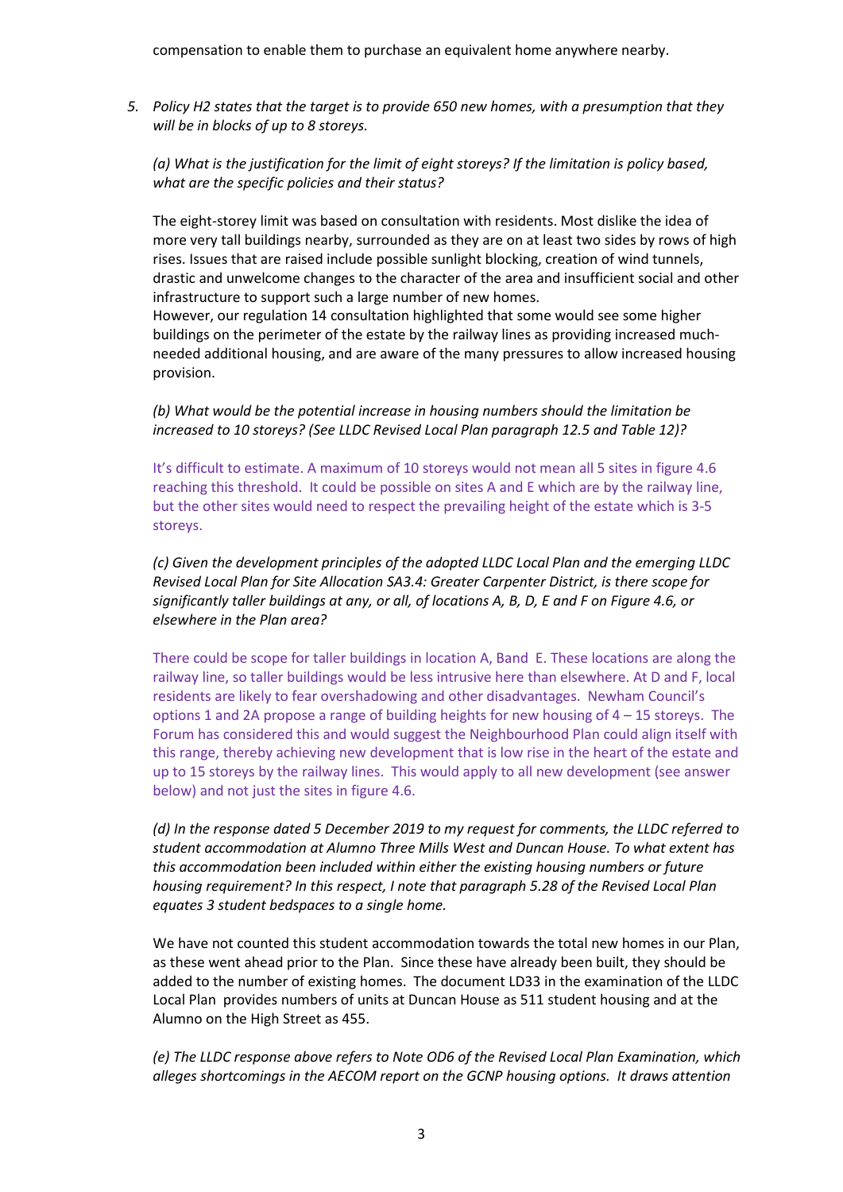compensation to enable them to purchase an equivalent home anywhere nearby.

5. *Policy H2 states that the target is to provide 650 new homes, with a presumption that they will be in blocks of up to 8 storeys.*

   *(a) What is the justification for the limit of eight storeys? If the limitation is policy based, what are the specific policies and their status?*

   The eight-storey limit was based on consultation with residents. Most dislike the idea of more very tall buildings nearby, surrounded as they are on at least two sides by rows of high rises. Issues that are raised include possible sunlight blocking, creation of wind tunnels, drastic and unwelcome changes to the character of the area and insufficient social and other infrastructure to support such a large number of new homes.
   However, our regulation 14 consultation highlighted that some would see some higher buildings on the perimeter of the estate by the railway lines as providing increased much-needed additional housing, and are aware of the many pressures to allow increased housing provision.

   *(b) What would be the potential increase in housing numbers should the limitation be increased to 10 storeys? (See LLDC Revised Local Plan paragraph 12.5 and Table 12)?*

   It's difficult to estimate. A maximum of 10 storeys would not mean all 5 sites in figure 4.6 reaching this threshold. It could be possible on sites A and E which are by the railway line, but the other sites would need to respect the prevailing height of the estate which is 3-5 storeys.

   *(c) Given the development principles of the adopted LLDC Local Plan and the emerging LLDC Revised Local Plan for Site Allocation SA3.4: Greater Carpenter District, is there scope for significantly taller buildings at any, or all, of locations A, B, D, E and F on Figure 4.6, or elsewhere in the Plan area?*

   There could be scope for taller buildings in location A, Band E. These locations are along the railway line, so taller buildings would be less intrusive here than elsewhere. At D and F, local residents are likely to fear overshadowing and other disadvantages. Newham Council's options 1 and 2A propose a range of building heights for new housing of 4 – 15 storeys. The Forum has considered this and would suggest the Neighbourhood Plan could align itself with this range, thereby achieving new development that is low rise in the heart of the estate and up to 15 storeys by the railway lines. This would apply to all new development (see answer below) and not just the sites in figure 4.6.

   *(d) In the response dated 5 December 2019 to my request for comments, the LLDC referred to student accommodation at Alumno Three Mills West and Duncan House. To what extent has this accommodation been included within either the existing housing numbers or future housing requirement? In this respect, I note that paragraph 5.28 of the Revised Local Plan equates 3 student bedspaces to a single home.*

   We have not counted this student accommodation towards the total new homes in our Plan, as these went ahead prior to the Plan. Since these have already been built, they should be added to the number of existing homes. The document LD33 in the examination of the LLDC Local Plan provides numbers of units at Duncan House as 511 student housing and at the Alumno on the High Street as 455.

   *(e) The LLDC response above refers to Note OD6 of the Revised Local Plan Examination, which alleges shortcomings in the AECOM report on the GCNP housing options. It draws attention*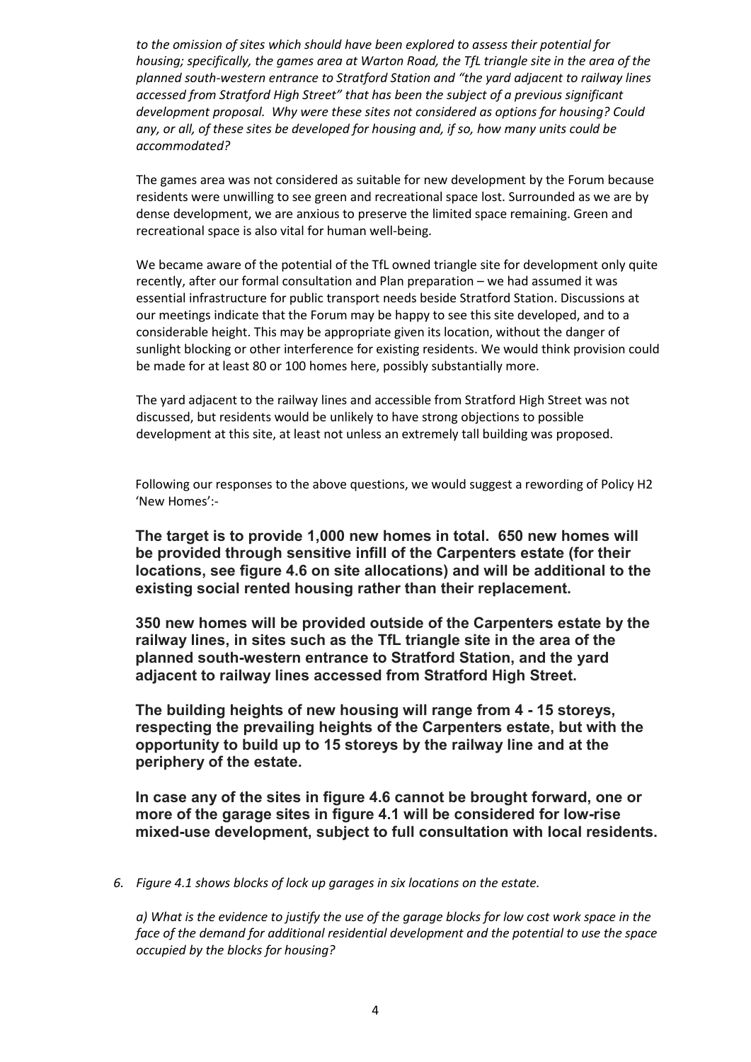*to the omission of sites which should have been explored to assess their potential for housing; specifically, the games area at Warton Road, the TfL triangle site in the area of the planned south-western entrance to Stratford Station and "the yard adjacent to railway lines accessed from Stratford High Street" that has been the subject of a previous significant development proposal. Why were these sites not considered as options for housing? Could any, or all, of these sites be developed for housing and, if so, how many units could be accommodated?*

The games area was not considered as suitable for new development by the Forum because residents were unwilling to see green and recreational space lost. Surrounded as we are by dense development, we are anxious to preserve the limited space remaining. Green and recreational space is also vital for human well-being.

We became aware of the potential of the TfL owned triangle site for development only quite recently, after our formal consultation and Plan preparation – we had assumed it was essential infrastructure for public transport needs beside Stratford Station. Discussions at our meetings indicate that the Forum may be happy to see this site developed, and to a considerable height. This may be appropriate given its location, without the danger of sunlight blocking or other interference for existing residents. We would think provision could be made for at least 80 or 100 homes here, possibly substantially more.

The yard adjacent to the railway lines and accessible from Stratford High Street was not discussed, but residents would be unlikely to have strong objections to possible development at this site, at least not unless an extremely tall building was proposed.

Following our responses to the above questions, we would suggest a rewording of Policy H2 'New Homes':-

**The target is to provide 1,000 new homes in total. 650 new homes will be provided through sensitive infill of the Carpenters estate (for their locations, see figure 4.6 on site allocations) and will be additional to the existing social rented housing rather than their replacement.**

**350 new homes will be provided outside of the Carpenters estate by the railway lines, in sites such as the TfL triangle site in the area of the planned south-western entrance to Stratford Station, and the yard adjacent to railway lines accessed from Stratford High Street.**

**The building heights of new housing will range from 4 - 15 storeys, respecting the prevailing heights of the Carpenters estate, but with the opportunity to build up to 15 storeys by the railway line and at the periphery of the estate.**

**In case any of the sites in figure 4.6 cannot be brought forward, one or more of the garage sites in figure 4.1 will be considered for low-rise mixed-use development, subject to full consultation with local residents.**

6. *Figure 4.1 shows blocks of lock up garages in six locations on the estate.*

   *a) What is the evidence to justify the use of the garage blocks for low cost work space in the face of the demand for additional residential development and the potential to use the space occupied by the blocks for housing?*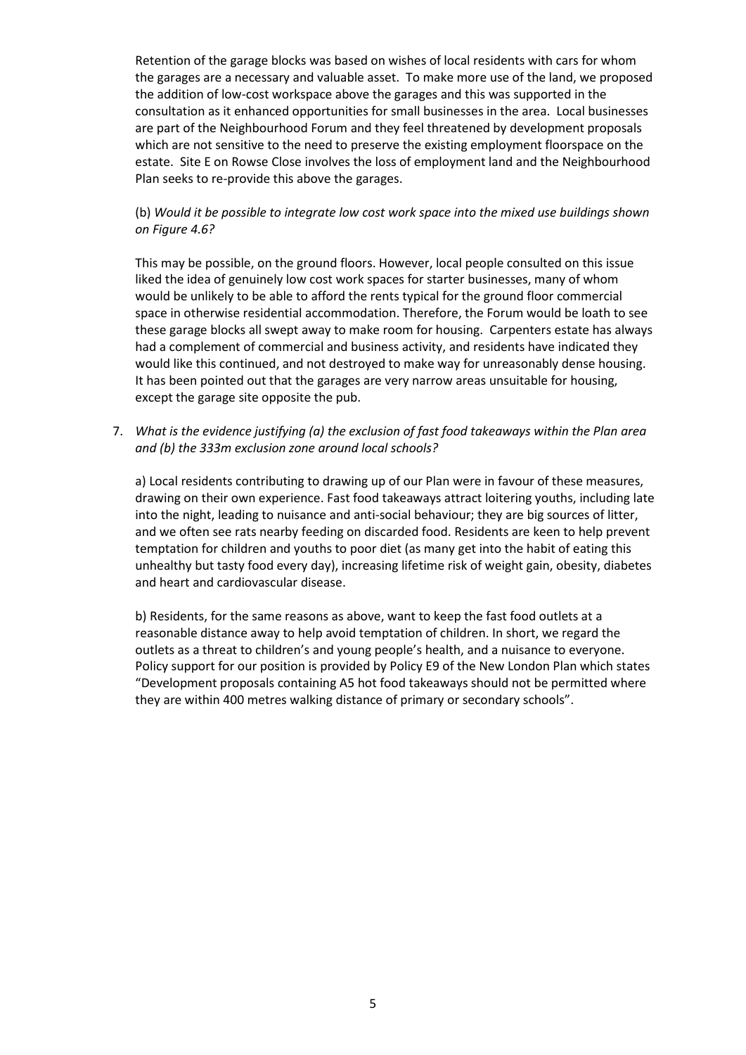Retention of the garage blocks was based on wishes of local residents with cars for whom the garages are a necessary and valuable asset. To make more use of the land, we proposed the addition of low-cost workspace above the garages and this was supported in the consultation as it enhanced opportunities for small businesses in the area. Local businesses are part of the Neighbourhood Forum and they feel threatened by development proposals which are not sensitive to the need to preserve the existing employment floorspace on the estate. Site E on Rowse Close involves the loss of employment land and the Neighbourhood Plan seeks to re-provide this above the garages.

(b) *Would it be possible to integrate low cost work space into the mixed use buildings shown on Figure 4.6?*

This may be possible, on the ground floors. However, local people consulted on this issue liked the idea of genuinely low cost work spaces for starter businesses, many of whom would be unlikely to be able to afford the rents typical for the ground floor commercial space in otherwise residential accommodation. Therefore, the Forum would be loath to see these garage blocks all swept away to make room for housing. Carpenters estate has always had a complement of commercial and business activity, and residents have indicated they would like this continued, and not destroyed to make way for unreasonably dense housing. It has been pointed out that the garages are very narrow areas unsuitable for housing, except the garage site opposite the pub.

7. *What is the evidence justifying (a) the exclusion of fast food takeaways within the Plan area and (b) the 333m exclusion zone around local schools?*

   a) Local residents contributing to drawing up of our Plan were in favour of these measures, drawing on their own experience. Fast food takeaways attract loitering youths, including late into the night, leading to nuisance and anti-social behaviour; they are big sources of litter, and we often see rats nearby feeding on discarded food. Residents are keen to help prevent temptation for children and youths to poor diet (as many get into the habit of eating this unhealthy but tasty food every day), increasing lifetime risk of weight gain, obesity, diabetes and heart and cardiovascular disease.

   b) Residents, for the same reasons as above, want to keep the fast food outlets at a reasonable distance away to help avoid temptation of children. In short, we regard the outlets as a threat to children's and young people's health, and a nuisance to everyone. Policy support for our position is provided by Policy E9 of the New London Plan which states "Development proposals containing A5 hot food takeaways should not be permitted where they are within 400 metres walking distance of primary or secondary schools".